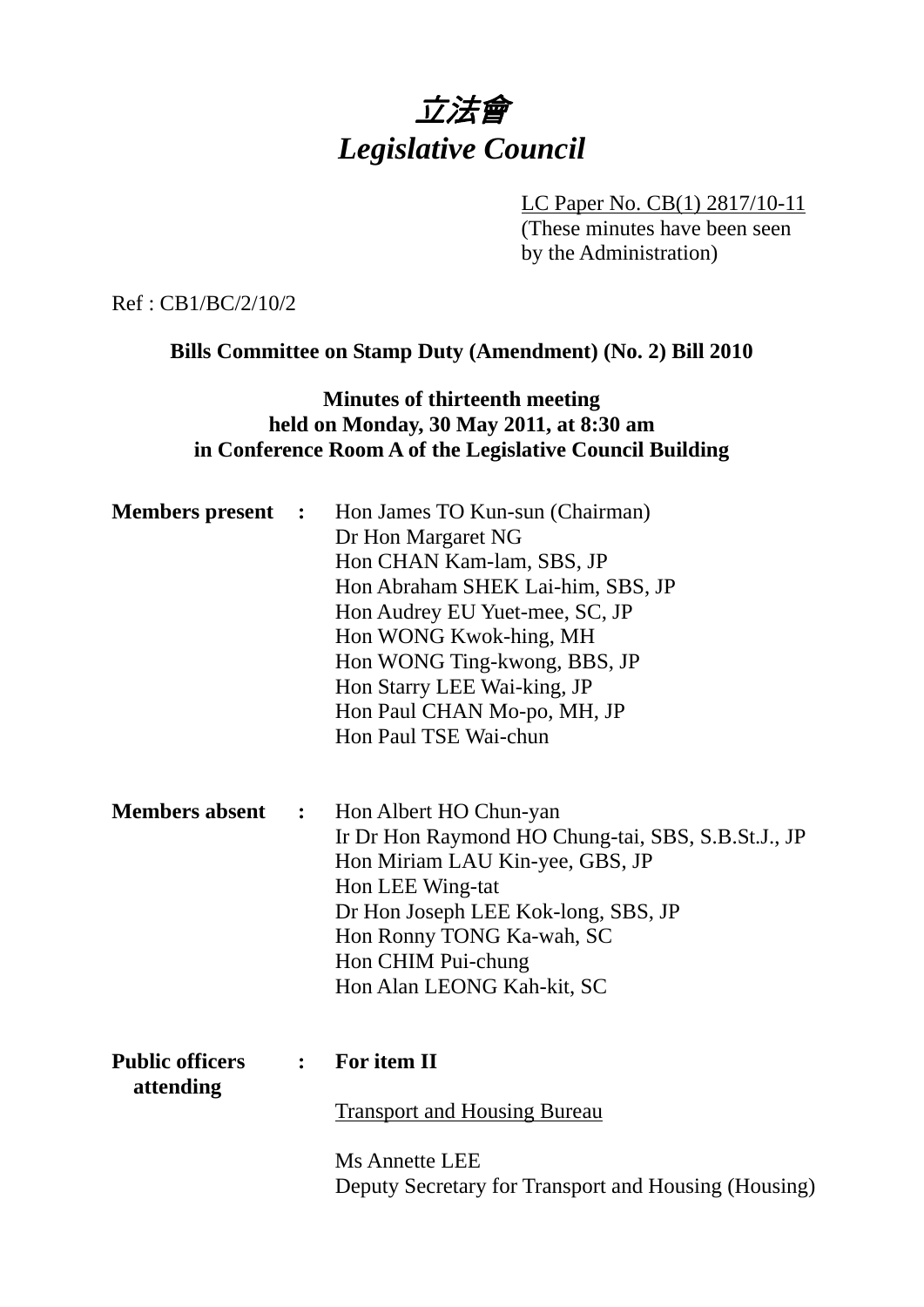# *立法會*
# *Legislative Council*

LC Paper No. CB(1) 2817/10-11
(These minutes have been seen by the Administration)

Ref : CB1/BC/2/10/2

**Bills Committee on Stamp Duty (Amendment) (No. 2) Bill 2010**

**Minutes of thirteenth meeting**
**held on Monday, 30 May 2011, at 8:30 am**
**in Conference Room A of the Legislative Council Building**

**Members present :**

Hon James TO Kun-sun (Chairman)
Dr Hon Margaret NG
Hon CHAN Kam-lam, SBS, JP
Hon Abraham SHEK Lai-him, SBS, JP
Hon Audrey EU Yuet-mee, SC, JP
Hon WONG Kwok-hing, MH
Hon WONG Ting-kwong, BBS, JP
Hon Starry LEE Wai-king, JP
Hon Paul CHAN Mo-po, MH, JP
Hon Paul TSE Wai-chun

**Members absent :**

Hon Albert HO Chun-yan
Ir Dr Hon Raymond HO Chung-tai, SBS, S.B.St.J., JP
Hon Miriam LAU Kin-yee, GBS, JP
Hon LEE Wing-tat
Dr Hon Joseph LEE Kok-long, SBS, JP
Hon Ronny TONG Ka-wah, SC
Hon CHIM Pui-chung
Hon Alan LEONG Kah-kit, SC

**Public officers attending :**

**For item II**

Transport and Housing Bureau

Ms Annette LEE
Deputy Secretary for Transport and Housing (Housing)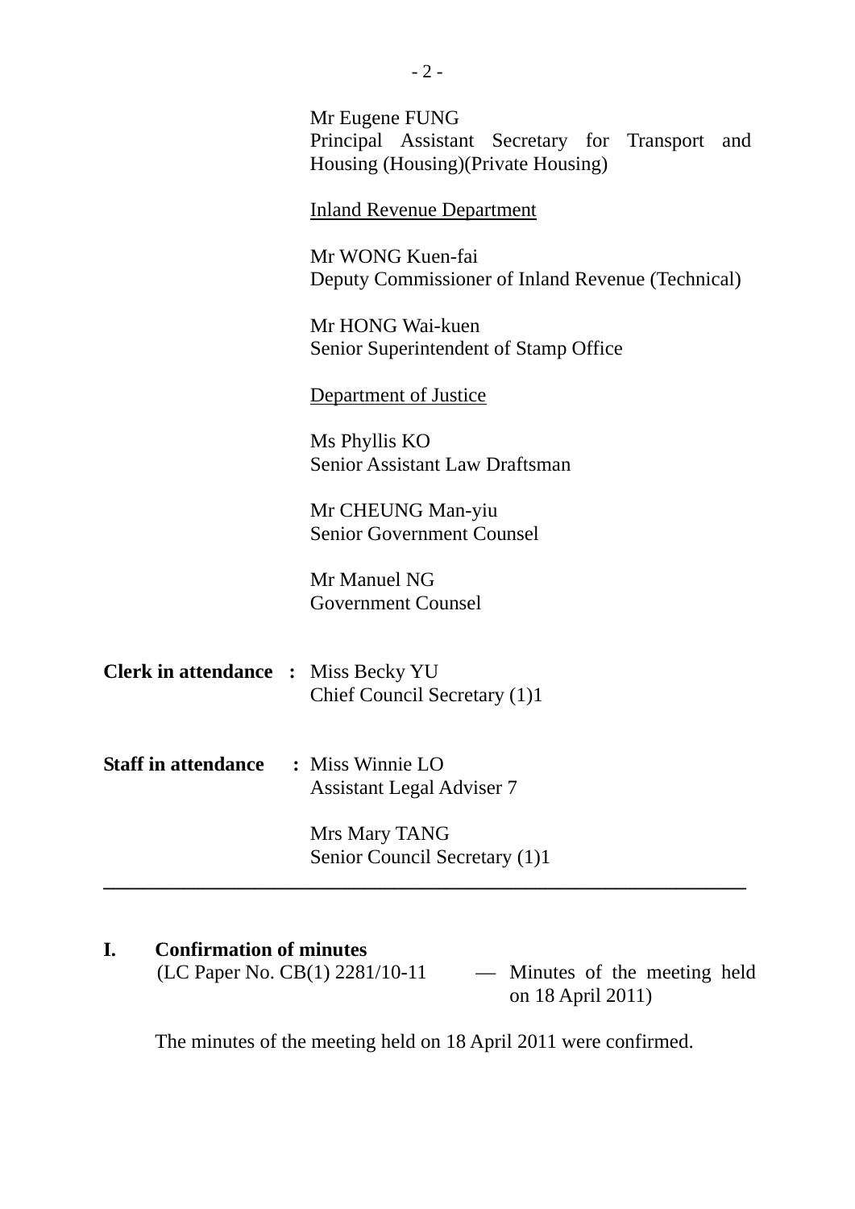Mr Eugene FUNG
Principal Assistant Secretary for Transport and Housing (Housing)(Private Housing)

Inland Revenue Department

Mr WONG Kuen-fai
Deputy Commissioner of Inland Revenue (Technical)

Mr HONG Wai-kuen
Senior Superintendent of Stamp Office

Department of Justice

Ms Phyllis KO
Senior Assistant Law Draftsman

Mr CHEUNG Man-yiu
Senior Government Counsel

Mr Manuel NG
Government Counsel

**Clerk in attendance :** Miss Becky YU
Chief Council Secretary (1)1

**Staff in attendance :** Miss Winnie LO
Assistant Legal Adviser 7

Mrs Mary TANG
Senior Council Secretary (1)1

---

## I. Confirmation of minutes

(LC Paper No. CB(1) 2281/10-11 — Minutes of the meeting held on 18 April 2011)

The minutes of the meeting held on 18 April 2011 were confirmed.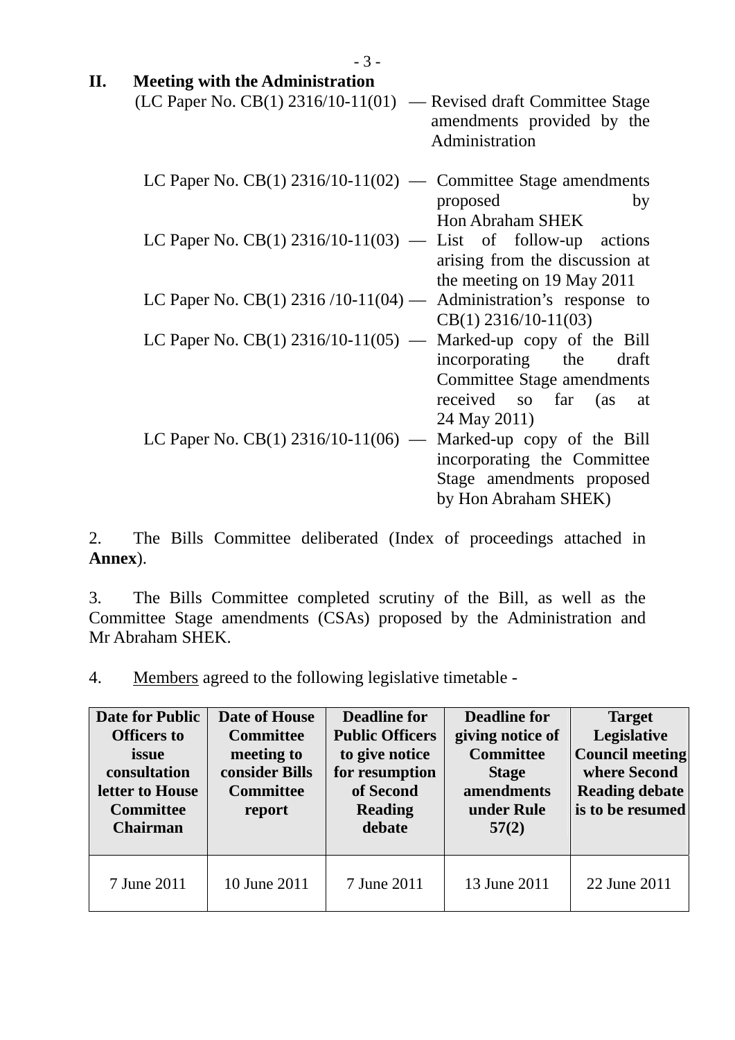## II. Meeting with the Administration

(LC Paper No. CB(1) 2316/10-11(01) — Revised draft Committee Stage amendments provided by the Administration

LC Paper No. CB(1) 2316/10-11(02) — Committee Stage amendments proposed by Hon Abraham SHEK

LC Paper No. CB(1) 2316/10-11(03) — List of follow-up actions arising from the discussion at the meeting on 19 May 2011

LC Paper No. CB(1) 2316 /10-11(04) — Administration's response to CB(1) 2316/10-11(03)

LC Paper No. CB(1) 2316/10-11(05) — Marked-up copy of the Bill incorporating the draft Committee Stage amendments received so far (as at 24 May 2011)

LC Paper No. CB(1) 2316/10-11(06) — Marked-up copy of the Bill incorporating the Committee Stage amendments proposed by Hon Abraham SHEK)

2. The Bills Committee deliberated (Index of proceedings attached in **Annex**).

3. The Bills Committee completed scrutiny of the Bill, as well as the Committee Stage amendments (CSAs) proposed by the Administration and Mr Abraham SHEK.

4. Members agreed to the following legislative timetable -

| Date for Public Officers to issue consultation letter to House Committee Chairman | Date of House Committee meeting to consider Bills Committee report | Deadline for Public Officers to give notice for resumption of Second Reading debate | Deadline for giving notice of Committee Stage amendments under Rule 57(2) | Target Legislative Council meeting where Second Reading debate is to be resumed |
|---|---|---|---|---|
| 7 June 2011 | 10 June 2011 | 7 June 2011 | 13 June 2011 | 22 June 2011 |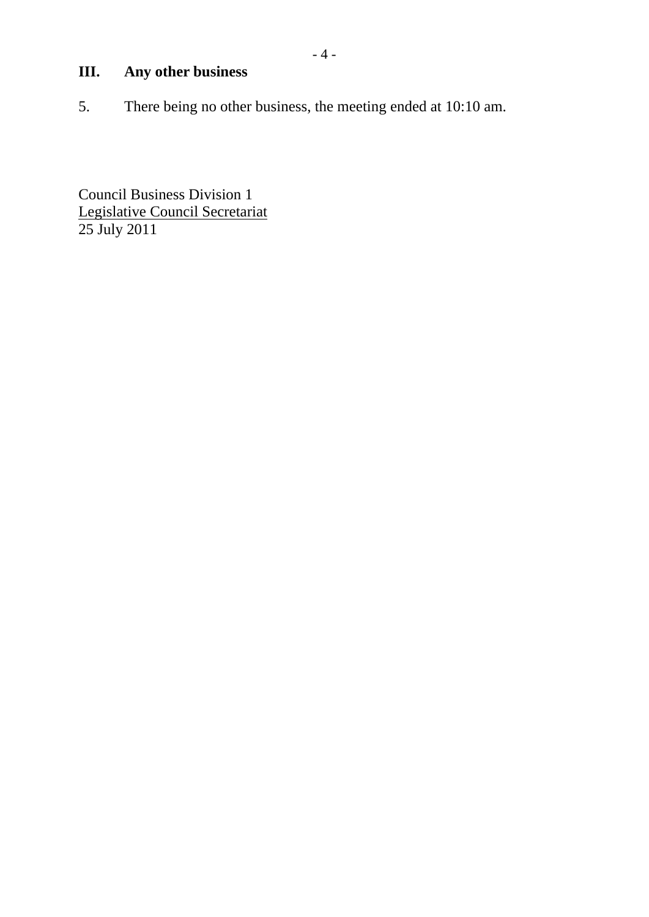## III. Any other business

5. There being no other business, the meeting ended at 10:10 am.

Council Business Division 1
Legislative Council Secretariat
25 July 2011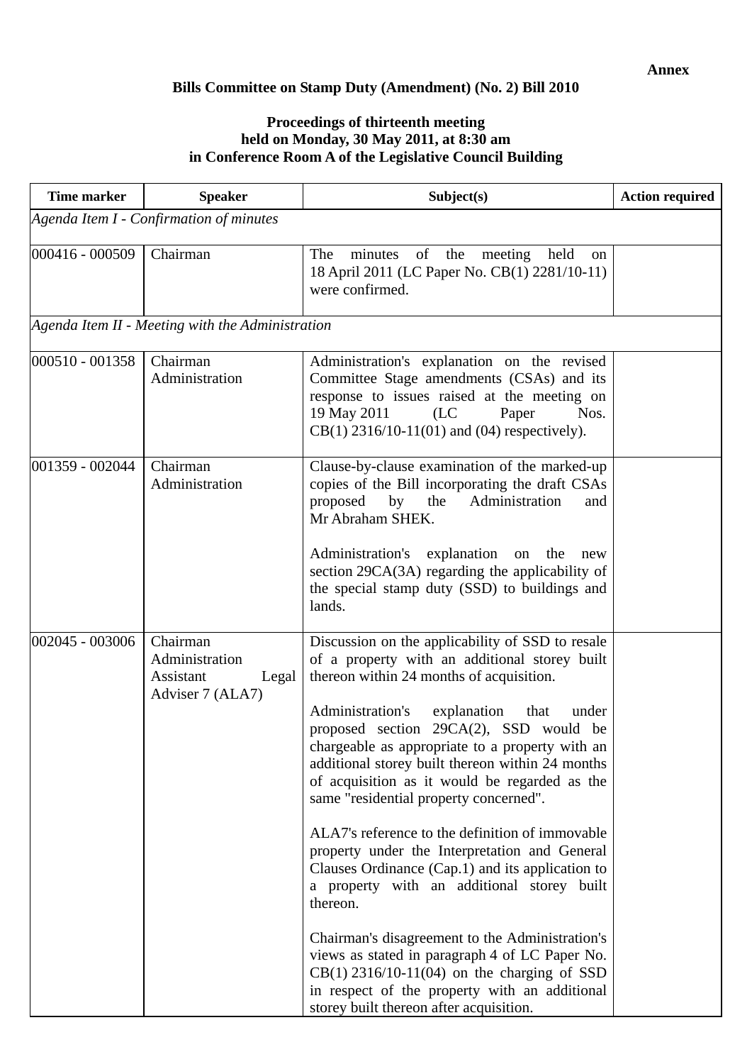**Annex**

**Bills Committee on Stamp Duty (Amendment) (No. 2) Bill 2010**

**Proceedings of thirteenth meeting held on Monday, 30 May 2011, at 8:30 am in Conference Room A of the Legislative Council Building**

| Time marker | Speaker | Subject(s) | Action required |
|---|---|---|---|
| *Agenda Item I - Confirmation of minutes* | | | |
| 000416 - 000509 | Chairman | The minutes of the meeting held on 18 April 2011 (LC Paper No. CB(1) 2281/10-11) were confirmed. | |
| *Agenda Item II - Meeting with the Administration* | | | |
| 000510 - 001358 | Chairman<br>Administration | Administration's explanation on the revised Committee Stage amendments (CSAs) and its response to issues raised at the meeting on 19 May 2011 (LC Paper Nos. CB(1) 2316/10-11(01) and (04) respectively). | |
| 001359 - 002044 | Chairman<br>Administration | Clause-by-clause examination of the marked-up copies of the Bill incorporating the draft CSAs proposed by the Administration and Mr Abraham SHEK.<br><br>Administration's explanation on the new section 29CA(3A) regarding the applicability of the special stamp duty (SSD) to buildings and lands. | |
| 002045 - 003006 | Chairman<br>Administration<br>Assistant Legal Adviser 7 (ALA7) | Discussion on the applicability of SSD to resale of a property with an additional storey built thereon within 24 months of acquisition.<br><br>Administration's explanation that under proposed section 29CA(2), SSD would be chargeable as appropriate to a property with an additional storey built thereon within 24 months of acquisition as it would be regarded as the same "residential property concerned".<br><br>ALA7's reference to the definition of immovable property under the Interpretation and General Clauses Ordinance (Cap.1) and its application to a property with an additional storey built thereon.<br><br>Chairman's disagreement to the Administration's views as stated in paragraph 4 of LC Paper No. CB(1) 2316/10-11(04) on the charging of SSD in respect of the property with an additional storey built thereon after acquisition. | |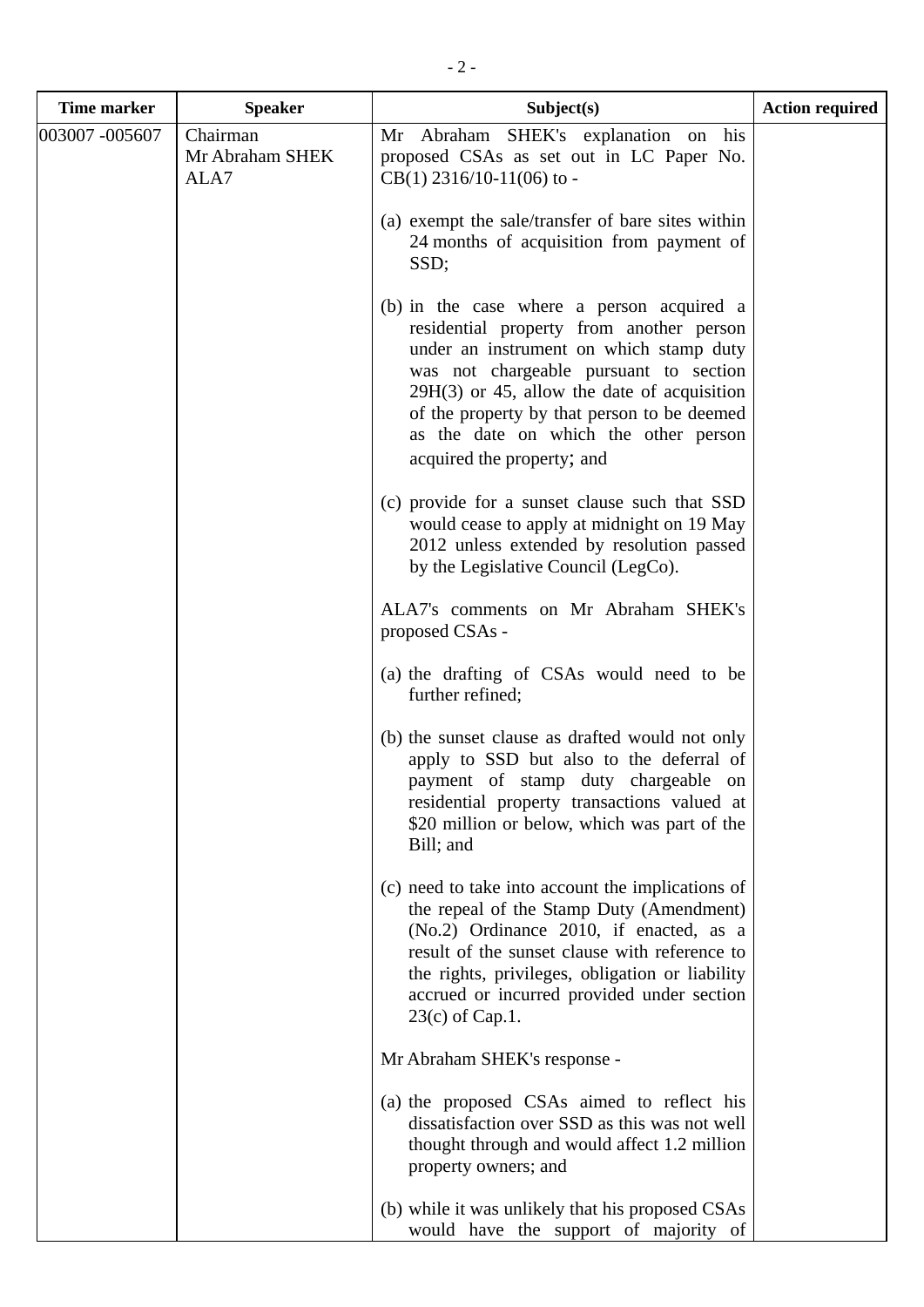| Time marker | Speaker | Subject(s) | Action required |
|---|---|---|---|
| 003007 -005607 | Chairman<br>Mr Abraham SHEK<br>ALA7 | Mr Abraham SHEK's explanation on his proposed CSAs as set out in LC Paper No. CB(1) 2316/10-11(06) to -<br><br>(a) exempt the sale/transfer of bare sites within 24 months of acquisition from payment of SSD;<br><br>(b) in the case where a person acquired a residential property from another person under an instrument on which stamp duty was not chargeable pursuant to section 29H(3) or 45, allow the date of acquisition of the property by that person to be deemed as the date on which the other person acquired the property; and<br><br>(c) provide for a sunset clause such that SSD would cease to apply at midnight on 19 May 2012 unless extended by resolution passed by the Legislative Council (LegCo).<br><br>ALA7's comments on Mr Abraham SHEK's proposed CSAs -<br><br>(a) the drafting of CSAs would need to be further refined;<br><br>(b) the sunset clause as drafted would not only apply to SSD but also to the deferral of payment of stamp duty chargeable on residential property transactions valued at \$20 million or below, which was part of the Bill; and<br><br>(c) need to take into account the implications of the repeal of the Stamp Duty (Amendment) (No.2) Ordinance 2010, if enacted, as a result of the sunset clause with reference to the rights, privileges, obligation or liability accrued or incurred provided under section 23(c) of Cap.1.<br><br>Mr Abraham SHEK's response -<br><br>(a) the proposed CSAs aimed to reflect his dissatisfaction over SSD as this was not well thought through and would affect 1.2 million property owners; and<br><br>(b) while it was unlikely that his proposed CSAs would have the support of majority of | |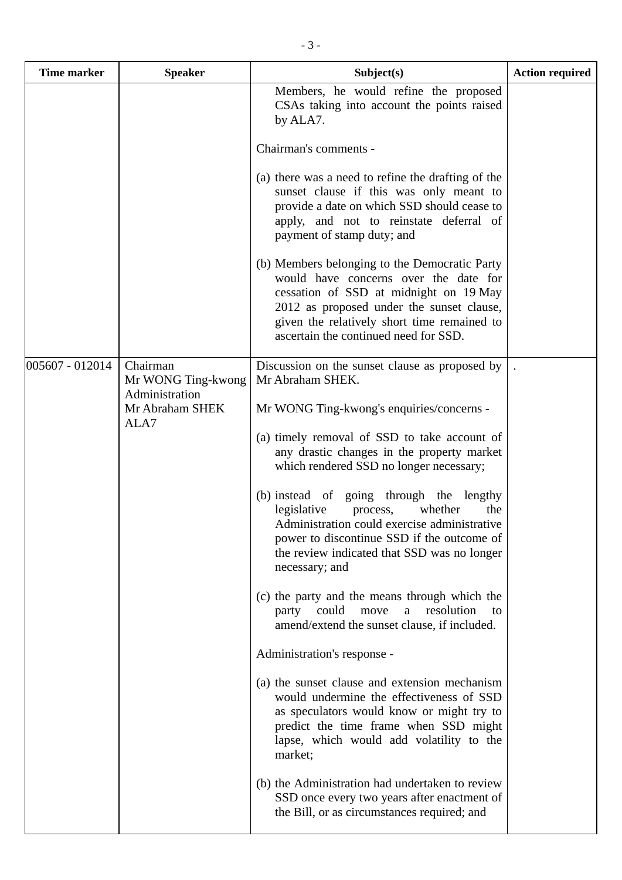| Time marker | Speaker | Subject(s) | Action required |
|---|---|---|---|
| | | Members, he would refine the proposed CSAs taking into account the points raised by ALA7.<br><br>Chairman's comments -<br><br>(a) there was a need to refine the drafting of the sunset clause if this was only meant to provide a date on which SSD should cease to apply, and not to reinstate deferral of payment of stamp duty; and<br><br>(b) Members belonging to the Democratic Party would have concerns over the date for cessation of SSD at midnight on 19 May 2012 as proposed under the sunset clause, given the relatively short time remained to ascertain the continued need for SSD. | |
| 005607 - 012014 | Chairman<br>Mr WONG Ting-kwong<br>Administration<br>Mr Abraham SHEK<br>ALA7 | Discussion on the sunset clause as proposed by Mr Abraham SHEK.<br><br>Mr WONG Ting-kwong's enquiries/concerns -<br><br>(a) timely removal of SSD to take account of any drastic changes in the property market which rendered SSD no longer necessary;<br><br>(b) instead of going through the lengthy legislative process, whether the Administration could exercise administrative power to discontinue SSD if the outcome of the review indicated that SSD was no longer necessary; and<br><br>(c) the party and the means through which the party could move a resolution to amend/extend the sunset clause, if included.<br><br>Administration's response -<br><br>(a) the sunset clause and extension mechanism would undermine the effectiveness of SSD as speculators would know or might try to predict the time frame when SSD might lapse, which would add volatility to the market;<br><br>(b) the Administration had undertaken to review SSD once every two years after enactment of the Bill, or as circumstances required; and | . |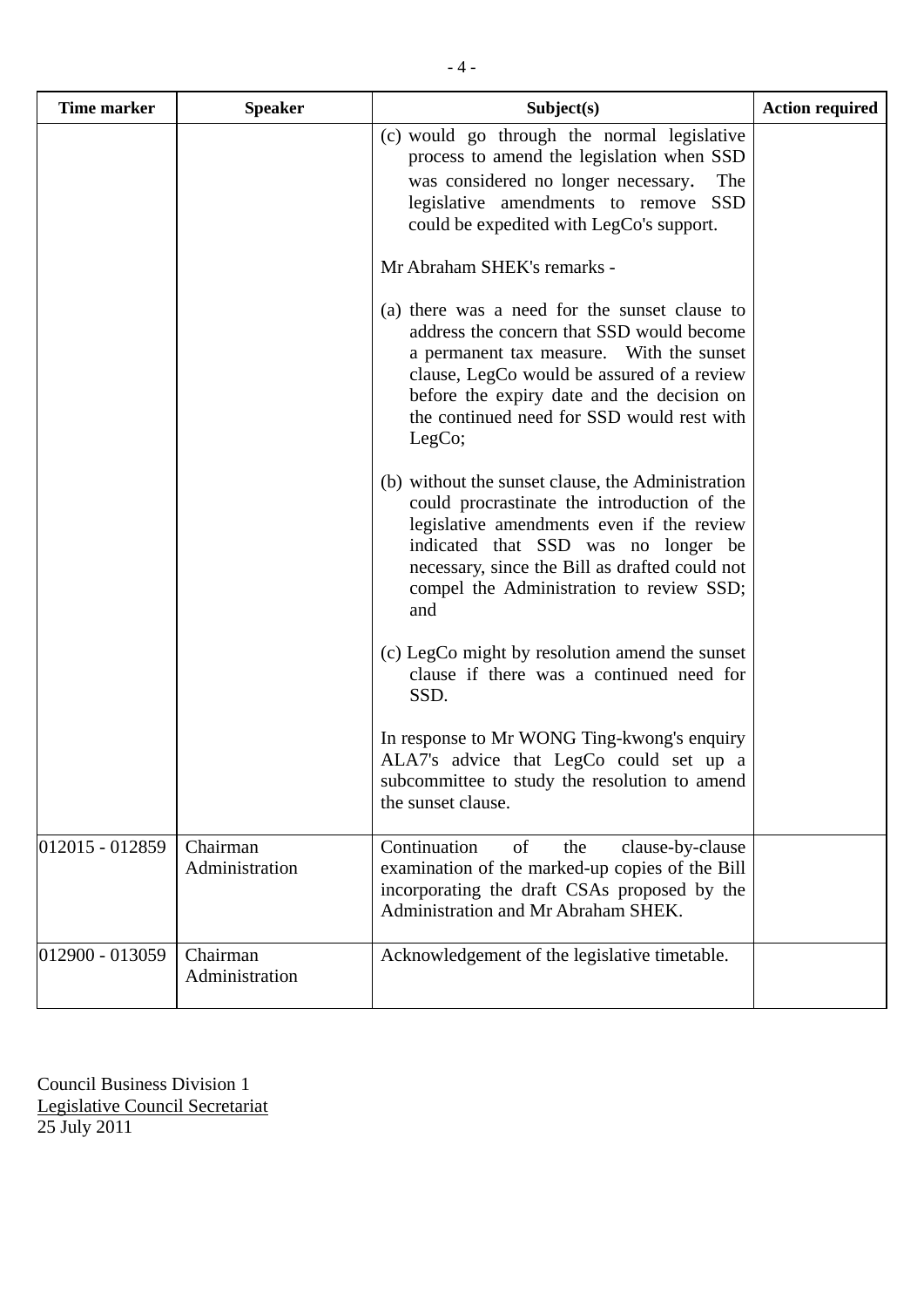| Time marker | Speaker | Subject(s) | Action required |
|---|---|---|---|
| | | (c) would go through the normal legislative process to amend the legislation when SSD was considered no longer necessary. The legislative amendments to remove SSD could be expedited with LegCo's support.<br><br>Mr Abraham SHEK's remarks -<br><br>(a) there was a need for the sunset clause to address the concern that SSD would become a permanent tax measure. With the sunset clause, LegCo would be assured of a review before the expiry date and the decision on the continued need for SSD would rest with LegCo;<br><br>(b) without the sunset clause, the Administration could procrastinate the introduction of the legislative amendments even if the review indicated that SSD was no longer be necessary, since the Bill as drafted could not compel the Administration to review SSD; and<br><br>(c) LegCo might by resolution amend the sunset clause if there was a continued need for SSD.<br><br>In response to Mr WONG Ting-kwong's enquiry ALA7's advice that LegCo could set up a subcommittee to study the resolution to amend the sunset clause. | |
| 012015 - 012859 | Chairman<br>Administration | Continuation of the clause-by-clause examination of the marked-up copies of the Bill incorporating the draft CSAs proposed by the Administration and Mr Abraham SHEK. | |
| 012900 - 013059 | Chairman<br>Administration | Acknowledgement of the legislative timetable. | |

Council Business Division 1
Legislative Council Secretariat
25 July 2011